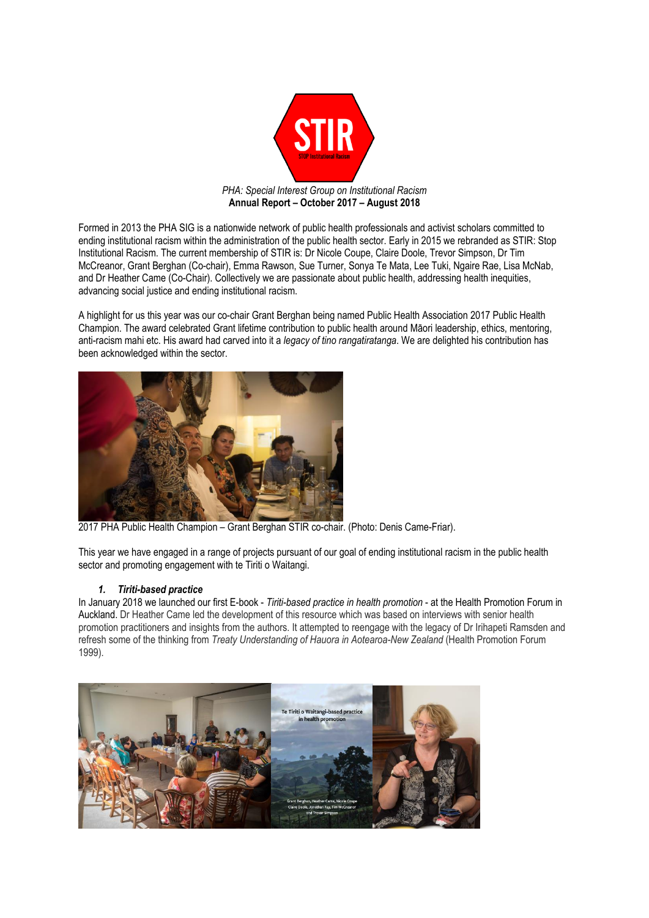*PHA: Special Interest Group on Institutional Racism*
**Annual Report – October 2017 – August 2018**

Formed in 2013 the PHA SIG is a nationwide network of public health professionals and activist scholars committed to ending institutional racism within the administration of the public health sector. Early in 2015 we rebranded as STIR: Stop Institutional Racism. The current membership of STIR is: Dr Nicole Coupe, Claire Doole, Trevor Simpson, Dr Tim McCreanor, Grant Berghan (Co-chair), Emma Rawson, Sue Turner, Sonya Te Mata, Lee Tuki, Ngaire Rae, Lisa McNab, and Dr Heather Came (Co-Chair). Collectively we are passionate about public health, addressing health inequities, advancing social justice and ending institutional racism.

A highlight for us this year was our co-chair Grant Berghan being named Public Health Association 2017 Public Health Champion. The award celebrated Grant lifetime contribution to public health around Māori leadership, ethics, mentoring, anti-racism mahi etc. His award had carved into it a *legacy of tino rangatiratanga*. We are delighted his contribution has been acknowledged within the sector.

2017 PHA Public Health Champion – Grant Berghan STIR co-chair. (Photo: Denis Came-Friar).

This year we have engaged in a range of projects pursuant of our goal of ending institutional racism in the public health sector and promoting engagement with te Tiriti o Waitangi.

### 1. *Tiriti-based practice*

In January 2018 we launched our first E-book - *Tiriti-based practice in health promotion* - at the Health Promotion Forum in Auckland. Dr Heather Came led the development of this resource which was based on interviews with senior health promotion practitioners and insights from the authors. It attempted to reengage with the legacy of Dr Irihapeti Ramsden and refresh some of the thinking from *Treaty Understanding of Hauora in Aotearoa-New Zealand* (Health Promotion Forum 1999).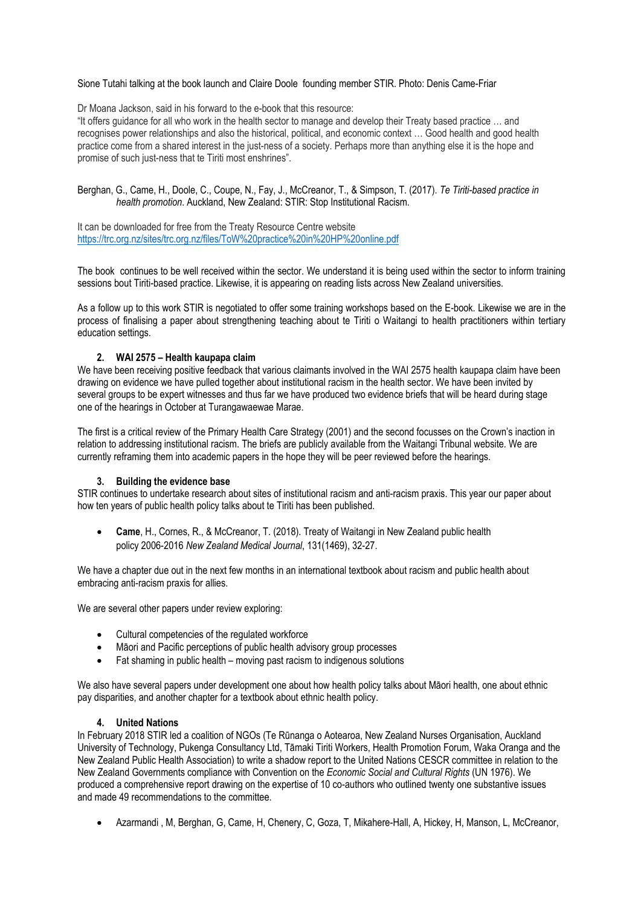Sione Tutahi talking at the book launch and Claire Doole founding member STIR. Photo: Denis Came-Friar

Dr Moana Jackson, said in his forward to the e-book that this resource:

"It offers guidance for all who work in the health sector to manage and develop their Treaty based practice … and recognises power relationships and also the historical, political, and economic context … Good health and good health practice come from a shared interest in the just-ness of a society. Perhaps more than anything else it is the hope and promise of such just-ness that te Tiriti most enshrines".

Berghan, G., Came, H., Doole, C., Coupe, N., Fay, J., McCreanor, T., & Simpson, T. (2017). *Te Tiriti-based practice in health promotion*. Auckland, New Zealand: STIR: Stop Institutional Racism.

It can be downloaded for free from the Treaty Resource Centre website
https://trc.org.nz/sites/trc.org.nz/files/ToW%20practice%20in%20HP%20online.pdf

The book continues to be well received within the sector. We understand it is being used within the sector to inform training sessions bout Tiriti-based practice. Likewise, it is appearing on reading lists across New Zealand universities.

As a follow up to this work STIR is negotiated to offer some training workshops based on the E-book. Likewise we are in the process of finalising a paper about strengthening teaching about te Tiriti o Waitangi to health practitioners within tertiary education settings.

### 2. WAI 2575 – Health kaupapa claim

We have been receiving positive feedback that various claimants involved in the WAI 2575 health kaupapa claim have been drawing on evidence we have pulled together about institutional racism in the health sector. We have been invited by several groups to be expert witnesses and thus far we have produced two evidence briefs that will be heard during stage one of the hearings in October at Turangawaewae Marae.

The first is a critical review of the Primary Health Care Strategy (2001) and the second focusses on the Crown's inaction in relation to addressing institutional racism. The briefs are publicly available from the Waitangi Tribunal website. We are currently reframing them into academic papers in the hope they will be peer reviewed before the hearings.

### 3. Building the evidence base

STIR continues to undertake research about sites of institutional racism and anti-racism praxis. This year our paper about how ten years of public health policy talks about te Tiriti has been published.

- **Came**, H., Cornes, R., & McCreanor, T. (2018). Treaty of Waitangi in New Zealand public health policy 2006-2016 *New Zealand Medical Journal*, 131(1469), 32-27.

We have a chapter due out in the next few months in an international textbook about racism and public health about embracing anti-racism praxis for allies.

We are several other papers under review exploring:

- Cultural competencies of the regulated workforce
- Māori and Pacific perceptions of public health advisory group processes
- Fat shaming in public health – moving past racism to indigenous solutions

We also have several papers under development one about how health policy talks about Māori health, one about ethnic pay disparities, and another chapter for a textbook about ethnic health policy.

### 4. United Nations

In February 2018 STIR led a coalition of NGOs (Te Rūnanga o Aotearoa, New Zealand Nurses Organisation, Auckland University of Technology, Pukenga Consultancy Ltd, Tāmaki Tiriti Workers, Health Promotion Forum, Waka Oranga and the New Zealand Public Health Association) to write a shadow report to the United Nations CESCR committee in relation to the New Zealand Governments compliance with Convention on the *Economic Social and Cultural Rights* (UN 1976). We produced a comprehensive report drawing on the expertise of 10 co-authors who outlined twenty one substantive issues and made 49 recommendations to the committee.

- Azarmandi , M, Berghan, G, Came, H, Chenery, C, Goza, T, Mikahere-Hall, A, Hickey, H, Manson, L, McCreanor,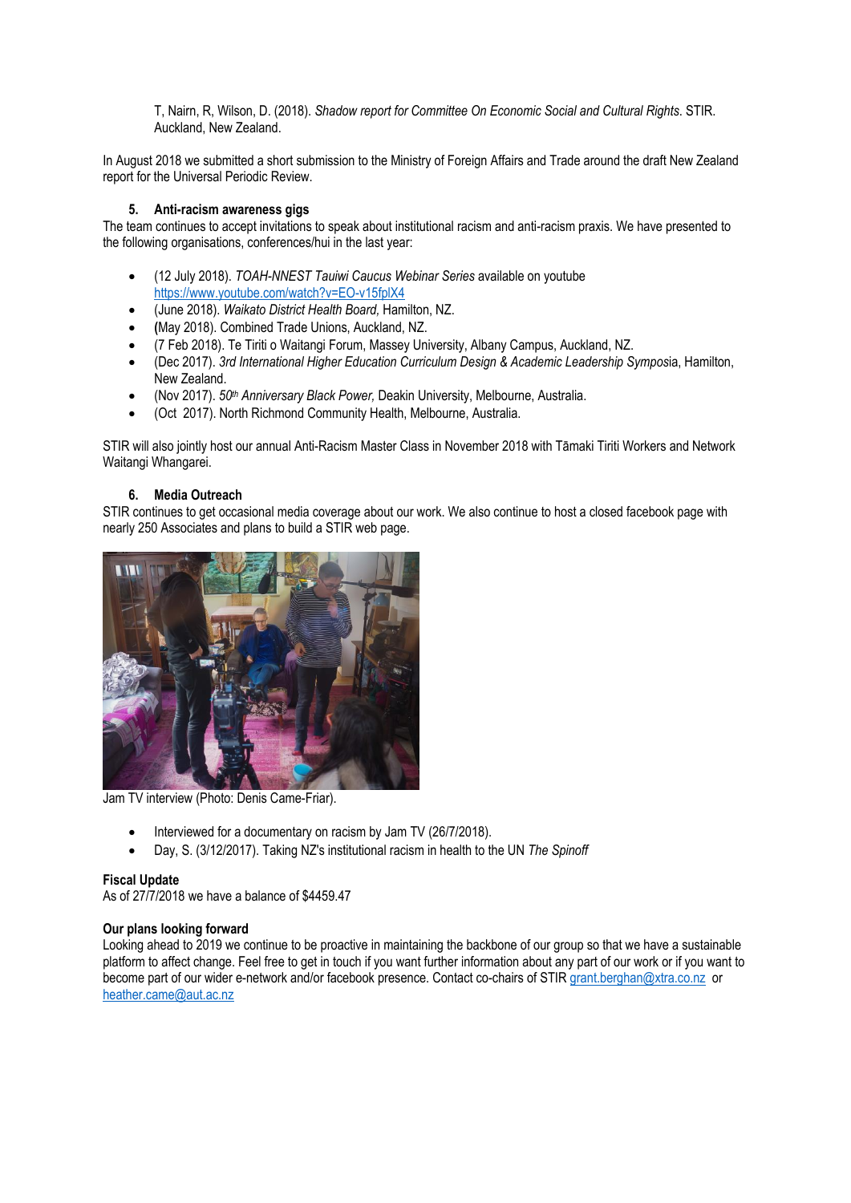T, Nairn, R, Wilson, D. (2018). *Shadow report for Committee On Economic Social and Cultural Rights*. STIR. Auckland, New Zealand.

In August 2018 we submitted a short submission to the Ministry of Foreign Affairs and Trade around the draft New Zealand report for the Universal Periodic Review.

### 5. Anti-racism awareness gigs

The team continues to accept invitations to speak about institutional racism and anti-racism praxis. We have presented to the following organisations, conferences/hui in the last year:

- (12 July 2018). *TOAH-NNEST Tauiwi Caucus Webinar Series* available on youtube https://www.youtube.com/watch?v=EO-v15fplX4
- (June 2018). *Waikato District Health Board,* Hamilton, NZ.
- (May 2018). Combined Trade Unions, Auckland, NZ.
- (7 Feb 2018). Te Tiriti o Waitangi Forum, Massey University, Albany Campus, Auckland, NZ.
- (Dec 2017). *3rd International Higher Education Curriculum Design & Academic Leadership Symposi*a, Hamilton, New Zealand.
- (Nov 2017). *50th Anniversary Black Power,* Deakin University, Melbourne, Australia.
- (Oct 2017). North Richmond Community Health, Melbourne, Australia.

STIR will also jointly host our annual Anti-Racism Master Class in November 2018 with Tāmaki Tiriti Workers and Network Waitangi Whangarei.

### 6. Media Outreach

STIR continues to get occasional media coverage about our work. We also continue to host a closed facebook page with nearly 250 Associates and plans to build a STIR web page.

Jam TV interview (Photo: Denis Came-Friar).

- Interviewed for a documentary on racism by Jam TV (26/7/2018).
- Day, S. (3/12/2017). Taking NZ's institutional racism in health to the UN *The Spinoff*

**Fiscal Update**

As of 27/7/2018 we have a balance of $4459.47

**Our plans looking forward**

Looking ahead to 2019 we continue to be proactive in maintaining the backbone of our group so that we have a sustainable platform to affect change. Feel free to get in touch if you want further information about any part of our work or if you want to become part of our wider e-network and/or facebook presence. Contact co-chairs of STIR grant.berghan@xtra.co.nz or heather.came@aut.ac.nz